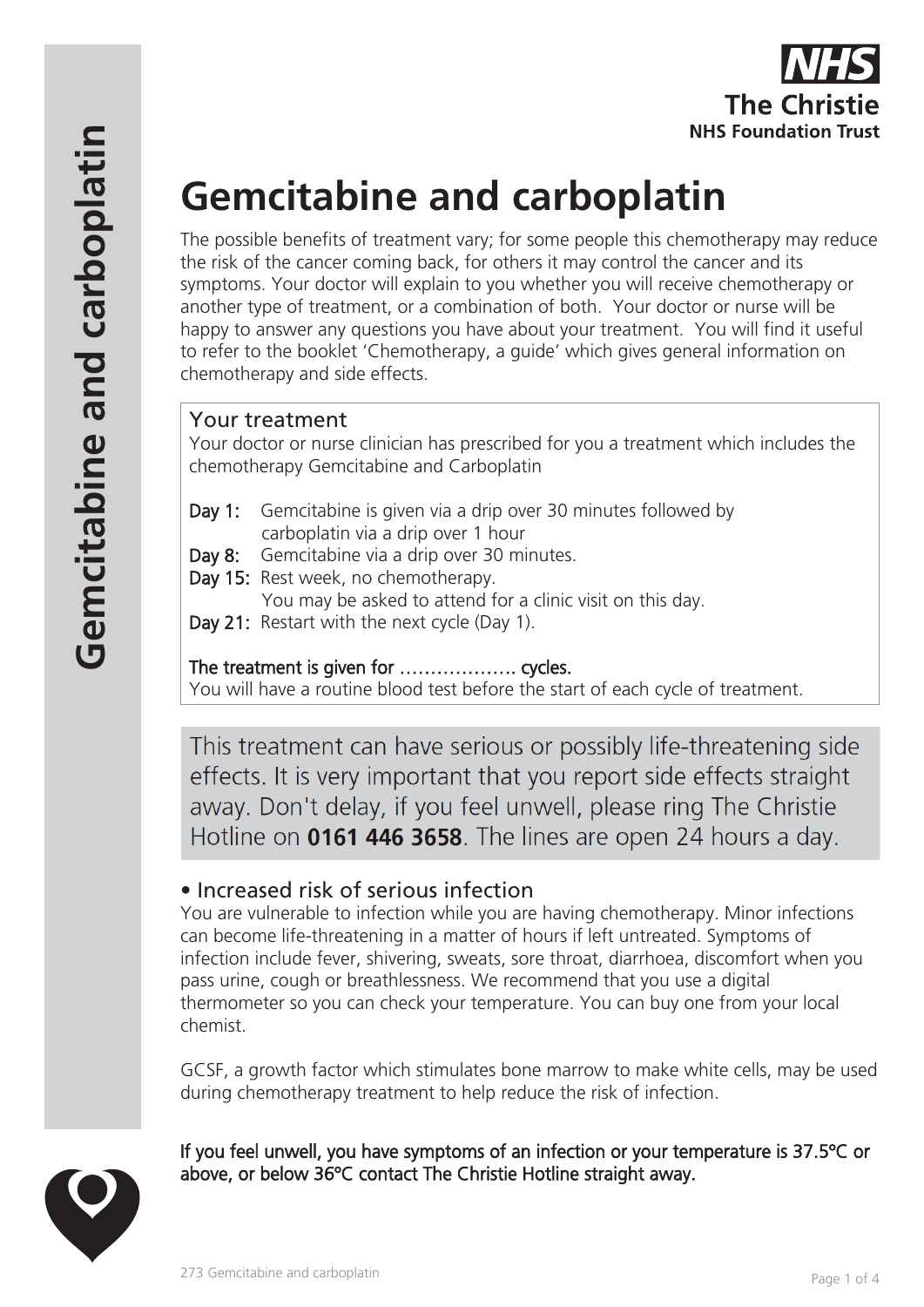NHS
The Christie
NHS Foundation Trust

# Gemcitabine and carboplatin

The possible benefits of treatment vary; for some people this chemotherapy may reduce the risk of the cancer coming back, for others it may control the cancer and its symptoms. Your doctor will explain to you whether you will receive chemotherapy or another type of treatment, or a combination of both. Your doctor or nurse will be happy to answer any questions you have about your treatment. You will find it useful to refer to the booklet 'Chemotherapy, a guide' which gives general information on chemotherapy and side effects.

## Your treatment

Your doctor or nurse clinician has prescribed for you a treatment which includes the chemotherapy Gemcitabine and Carboplatin

**Day 1:** Gemcitabine is given via a drip over 30 minutes followed by carboplatin via a drip over 1 hour
**Day 8:** Gemcitabine via a drip over 30 minutes.
**Day 15:** Rest week, no chemotherapy.
You may be asked to attend for a clinic visit on this day.
**Day 21:** Restart with the next cycle (Day 1).

**The treatment is given for ………………. cycles.**
You will have a routine blood test before the start of each cycle of treatment.

This treatment can have serious or possibly life-threatening side effects. It is very important that you report side effects straight away. Don't delay, if you feel unwell, please ring The Christie Hotline on **0161 446 3658**. The lines are open 24 hours a day.

## • Increased risk of serious infection

You are vulnerable to infection while you are having chemotherapy. Minor infections can become life-threatening in a matter of hours if left untreated. Symptoms of infection include fever, shivering, sweats, sore throat, diarrhoea, discomfort when you pass urine, cough or breathlessness. We recommend that you use a digital thermometer so you can check your temperature. You can buy one from your local chemist.

GCSF, a growth factor which stimulates bone marrow to make white cells, may be used during chemotherapy treatment to help reduce the risk of infection.

**If you feel unwell, you have symptoms of an infection or your temperature is 37.5ºC or above, or below 36ºC contact The Christie Hotline straight away.**

273 Gemcitabine and carboplatin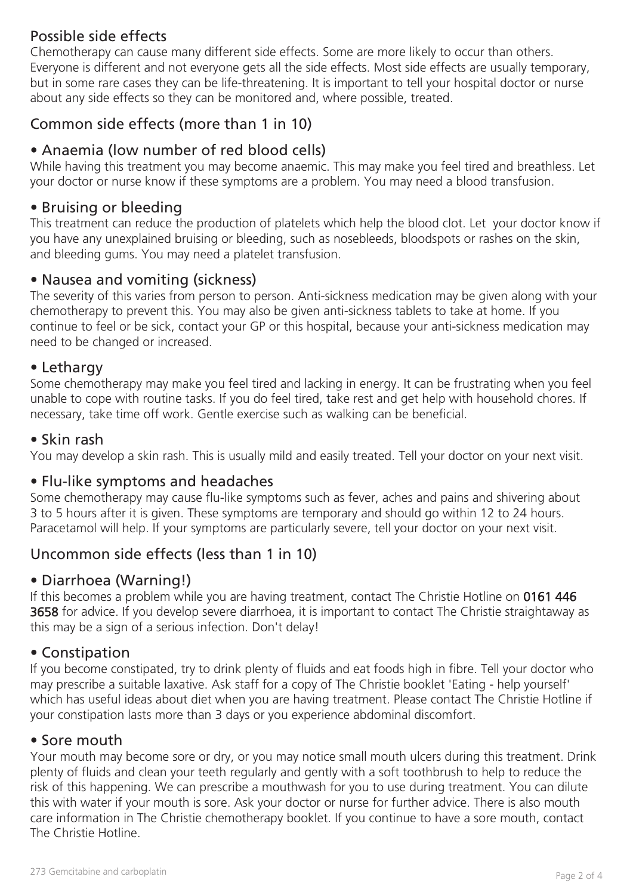## Possible side effects

Chemotherapy can cause many different side effects. Some are more likely to occur than others. Everyone is different and not everyone gets all the side effects. Most side effects are usually temporary, but in some rare cases they can be life-threatening. It is important to tell your hospital doctor or nurse about any side effects so they can be monitored and, where possible, treated.

## Common side effects (more than 1 in 10)

### • Anaemia (low number of red blood cells)

While having this treatment you may become anaemic. This may make you feel tired and breathless. Let your doctor or nurse know if these symptoms are a problem. You may need a blood transfusion.

### • Bruising or bleeding

This treatment can reduce the production of platelets which help the blood clot. Let your doctor know if you have any unexplained bruising or bleeding, such as nosebleeds, bloodspots or rashes on the skin, and bleeding gums. You may need a platelet transfusion.

### • Nausea and vomiting (sickness)

The severity of this varies from person to person. Anti-sickness medication may be given along with your chemotherapy to prevent this. You may also be given anti-sickness tablets to take at home. If you continue to feel or be sick, contact your GP or this hospital, because your anti-sickness medication may need to be changed or increased.

### • Lethargy

Some chemotherapy may make you feel tired and lacking in energy. It can be frustrating when you feel unable to cope with routine tasks. If you do feel tired, take rest and get help with household chores. If necessary, take time off work. Gentle exercise such as walking can be beneficial.

### • Skin rash

You may develop a skin rash. This is usually mild and easily treated. Tell your doctor on your next visit.

### • Flu-like symptoms and headaches

Some chemotherapy may cause flu-like symptoms such as fever, aches and pains and shivering about 3 to 5 hours after it is given. These symptoms are temporary and should go within 12 to 24 hours. Paracetamol will help. If your symptoms are particularly severe, tell your doctor on your next visit.

## Uncommon side effects (less than 1 in 10)

### • Diarrhoea (Warning!)

If this becomes a problem while you are having treatment, contact The Christie Hotline on **0161 446 3658** for advice. If you develop severe diarrhoea, it is important to contact The Christie straightaway as this may be a sign of a serious infection. Don't delay!

### • Constipation

If you become constipated, try to drink plenty of fluids and eat foods high in fibre. Tell your doctor who may prescribe a suitable laxative. Ask staff for a copy of The Christie booklet 'Eating - help yourself' which has useful ideas about diet when you are having treatment. Please contact The Christie Hotline if your constipation lasts more than 3 days or you experience abdominal discomfort.

### • Sore mouth

Your mouth may become sore or dry, or you may notice small mouth ulcers during this treatment. Drink plenty of fluids and clean your teeth regularly and gently with a soft toothbrush to help to reduce the risk of this happening. We can prescribe a mouthwash for you to use during treatment. You can dilute this with water if your mouth is sore. Ask your doctor or nurse for further advice. There is also mouth care information in The Christie chemotherapy booklet. If you continue to have a sore mouth, contact The Christie Hotline.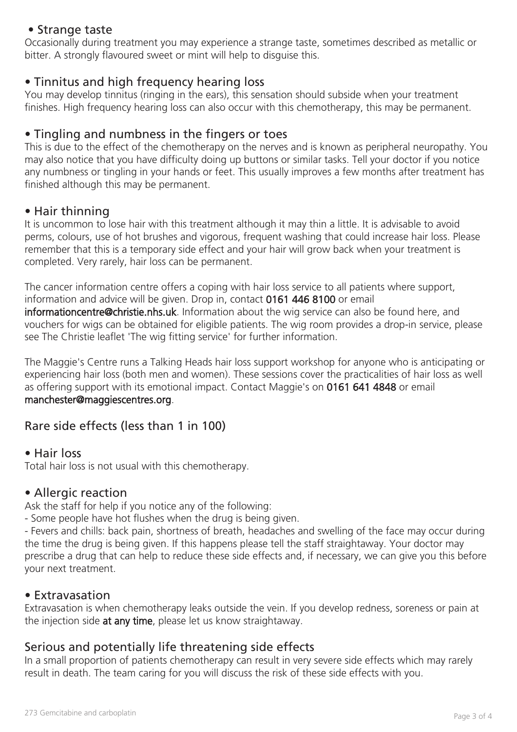### • Strange taste

Occasionally during treatment you may experience a strange taste, sometimes described as metallic or bitter. A strongly flavoured sweet or mint will help to disguise this.

### • Tinnitus and high frequency hearing loss

You may develop tinnitus (ringing in the ears), this sensation should subside when your treatment finishes. High frequency hearing loss can also occur with this chemotherapy, this may be permanent.

### • Tingling and numbness in the fingers or toes

This is due to the effect of the chemotherapy on the nerves and is known as peripheral neuropathy. You may also notice that you have difficulty doing up buttons or similar tasks. Tell your doctor if you notice any numbness or tingling in your hands or feet. This usually improves a few months after treatment has finished although this may be permanent.

### • Hair thinning

It is uncommon to lose hair with this treatment although it may thin a little. It is advisable to avoid perms, colours, use of hot brushes and vigorous, frequent washing that could increase hair loss. Please remember that this is a temporary side effect and your hair will grow back when your treatment is completed. Very rarely, hair loss can be permanent.

The cancer information centre offers a coping with hair loss service to all patients where support, information and advice will be given. Drop in, contact **0161 446 8100** or email **informationcentre@christie.nhs.uk**. Information about the wig service can also be found here, and vouchers for wigs can be obtained for eligible patients. The wig room provides a drop-in service, please see The Christie leaflet 'The wig fitting service' for further information.

The Maggie's Centre runs a Talking Heads hair loss support workshop for anyone who is anticipating or experiencing hair loss (both men and women). These sessions cover the practicalities of hair loss as well as offering support with its emotional impact. Contact Maggie's on **0161 641 4848** or email **manchester@maggiescentres.org**.

## Rare side effects (less than 1 in 100)

### • Hair loss

Total hair loss is not usual with this chemotherapy.

### • Allergic reaction

Ask the staff for help if you notice any of the following:

- Some people have hot flushes when the drug is being given.
- Fevers and chills: back pain, shortness of breath, headaches and swelling of the face may occur during the time the drug is being given. If this happens please tell the staff straightaway. Your doctor may prescribe a drug that can help to reduce these side effects and, if necessary, we can give you this before your next treatment.

### • Extravasation

Extravasation is when chemotherapy leaks outside the vein. If you develop redness, soreness or pain at the injection side **at any time**, please let us know straightaway.

## Serious and potentially life threatening side effects

In a small proportion of patients chemotherapy can result in very severe side effects which may rarely result in death. The team caring for you will discuss the risk of these side effects with you.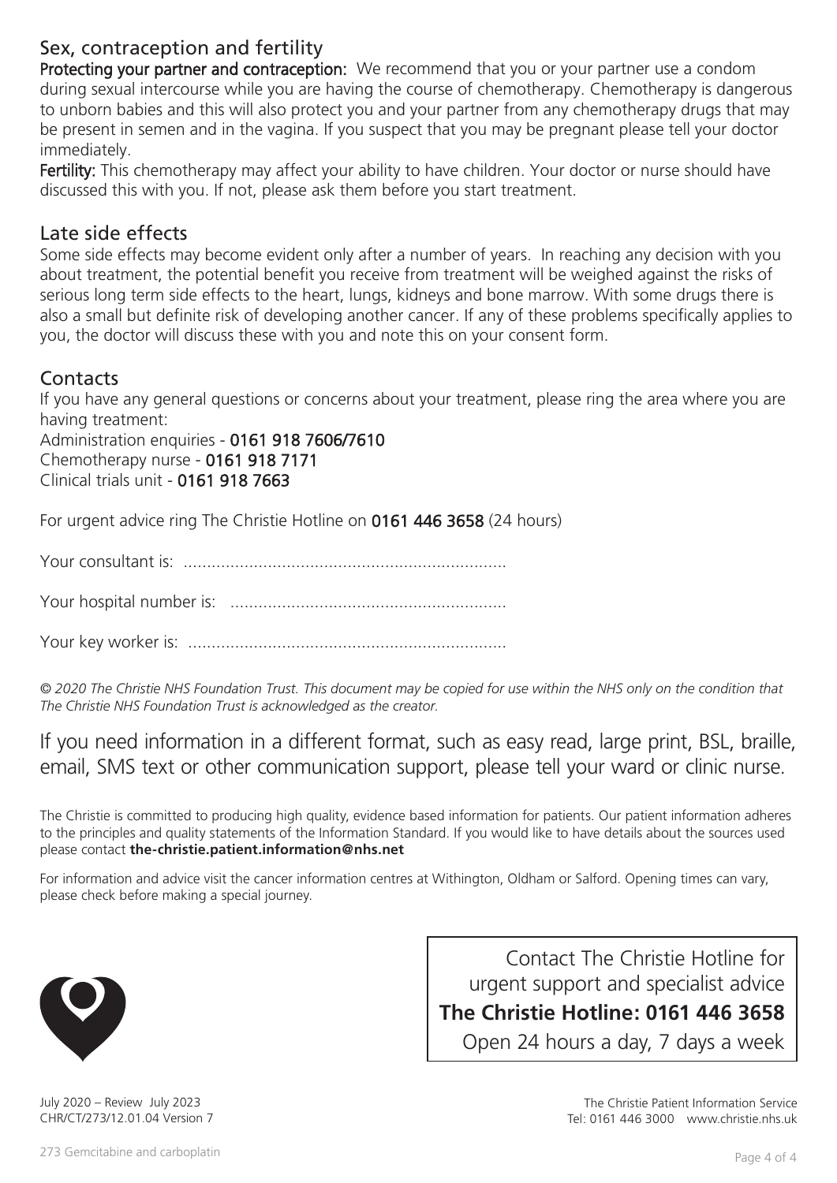## Sex, contraception and fertility

**Protecting your partner and contraception:** We recommend that you or your partner use a condom during sexual intercourse while you are having the course of chemotherapy. Chemotherapy is dangerous to unborn babies and this will also protect you and your partner from any chemotherapy drugs that may be present in semen and in the vagina. If you suspect that you may be pregnant please tell your doctor immediately.

**Fertility:** This chemotherapy may affect your ability to have children. Your doctor or nurse should have discussed this with you. If not, please ask them before you start treatment.

## Late side effects

Some side effects may become evident only after a number of years. In reaching any decision with you about treatment, the potential benefit you receive from treatment will be weighed against the risks of serious long term side effects to the heart, lungs, kidneys and bone marrow. With some drugs there is also a small but definite risk of developing another cancer. If any of these problems specifically applies to you, the doctor will discuss these with you and note this on your consent form.

## Contacts

If you have any general questions or concerns about your treatment, please ring the area where you are having treatment:

Administration enquiries - **0161 918 7606/7610**
Chemotherapy nurse - **0161 918 7171**
Clinical trials unit - **0161 918 7663**

For urgent advice ring The Christie Hotline on **0161 446 3658** (24 hours)

Your consultant is: ....................................................................

Your hospital number is: ..........................................................

Your key worker is: ...................................................................

*© 2020 The Christie NHS Foundation Trust. This document may be copied for use within the NHS only on the condition that The Christie NHS Foundation Trust is acknowledged as the creator.*

If you need information in a different format, such as easy read, large print, BSL, braille, email, SMS text or other communication support, please tell your ward or clinic nurse.

The Christie is committed to producing high quality, evidence based information for patients. Our patient information adheres to the principles and quality statements of the Information Standard. If you would like to have details about the sources used please contact **the-christie.patient.information@nhs.net**

For information and advice visit the cancer information centres at Withington, Oldham or Salford. Opening times can vary, please check before making a special journey.

Contact The Christie Hotline for urgent support and specialist advice
**The Christie Hotline: 0161 446 3658**
Open 24 hours a day, 7 days a week

July 2020 – Review July 2023
CHR/CT/273/12.01.04 Version 7

The Christie Patient Information Service
Tel: 0161 446 3000 www.christie.nhs.uk

273 Gemcitabine and carboplatin